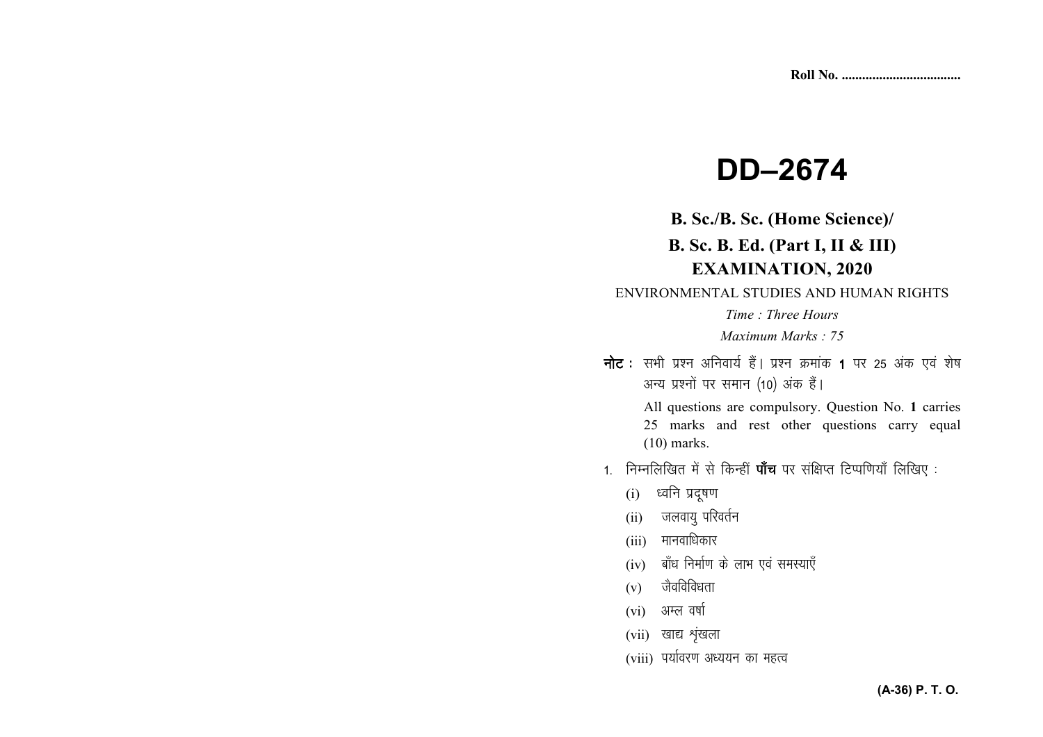Roll No. ..................................

# DD–2674

## B. Sc./B. Sc. (Home Science)/

## B. Sc. B. Ed. (Part I, II & III)

## EXAMINATION, 2020

ENVIRONMENTAL STUDIES AND HUMAN RIGHTS

*Time : Three Hours*

*Maximum Marks : 75*

**नोट :** सभी प्रश्न अनिवार्य हैं। प्रश्न क्रमांक **1** पर 25 अंक एवं शेष अन्य प्रश्नों पर समान (10) अंक हैं।

All questions are compulsory. Question No. **1** carries 25 marks and rest other questions carry equal (10) marks.

1. निम्नलिखित में से किन्हीं **पाँच** पर संक्षिप्त टिप्पणियाँ लिखिए :

   (i) ध्वनि प्रदूषण

   (ii) जलवायु परिवर्तन

   (iii) मानवाधिकार

   (iv) बाँध निर्माण के लाभ एवं समस्याएँ

   (v) जैवविविधता

   (vi) अम्ल वर्षा

   (vii) खाद्य शृंखला

   (viii) पर्यावरण अध्ययन का महत्व

**(A-36) P. T. O.**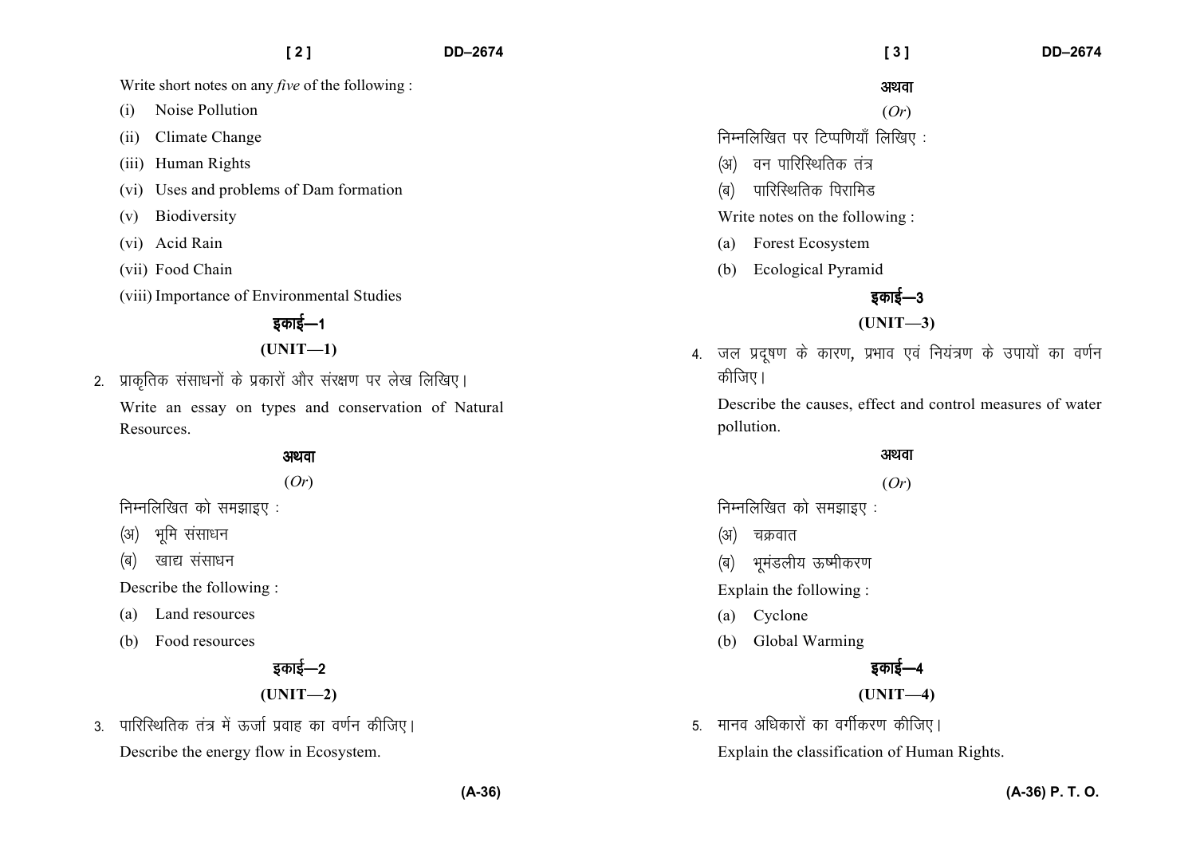Write short notes on any *five* of the following :

(i) Noise Pollution

(ii) Climate Change

(iii) Human Rights

(vi) Uses and problems of Dam formation

(v) Biodiversity

(vi) Acid Rain

(vii) Food Chain

(viii) Importance of Environmental Studies

## इकाई—1

## (UNIT—1)

2. प्राकृतिक संसाधनों के प्रकारों और संरक्षण पर लेख लिखिए।

Write an essay on types and conservation of Natural Resources.

**अथवा**

(*Or*)

निम्नलिखित को समझाइए :

(अ) भूमि संसाधन

(ब) खाद्य संसाधन

Describe the following :

(a) Land resources

(b) Food resources

## इकाई—2

## (UNIT—2)

3. पारिस्थितिक तंत्र में ऊर्जा प्रवाह का वर्णन कीजिए।

Describe the energy flow in Ecosystem.

**अथवा**

(*Or*)

निम्नलिखित पर टिप्पणियाँ लिखिए :

(अ) वन पारिस्थितिक तंत्र

(ब) पारिस्थितिक पिरामिड

Write notes on the following :

(a) Forest Ecosystem

(b) Ecological Pyramid

## इकाई—3

## (UNIT—3)

4. जल प्रदूषण के कारण, प्रभाव एवं नियंत्रण के उपायों का वर्णन कीजिए।

Describe the causes, effect and control measures of water pollution.

**अथवा**

(*Or*)

निम्नलिखित को समझाइए :

(अ) चक्रवात

(ब) भूमंडलीय ऊष्मीकरण

Explain the following :

(a) Cyclone

(b) Global Warming

## इकाई—4

## (UNIT—4)

5. मानव अधिकारों का वर्गीकरण कीजिए।

Explain the classification of Human Rights.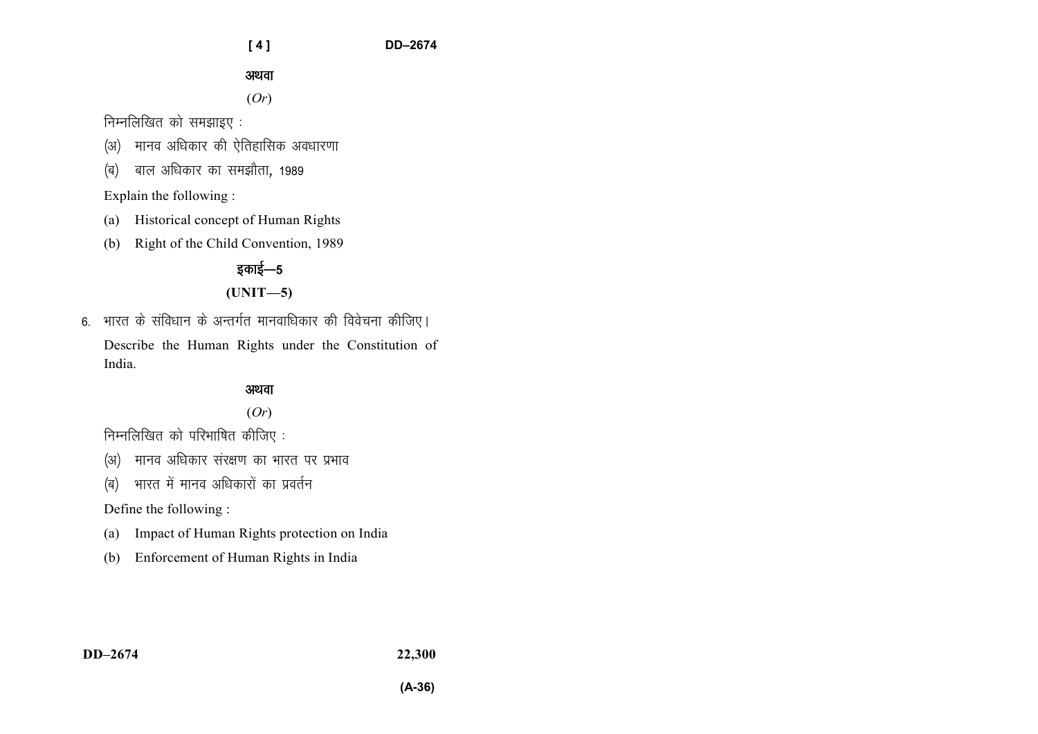अथवा

(*Or*)

निम्नलिखित को समझाइए :

(अ) मानव अधिकार की ऐतिहासिक अवधारणा

(ब) बाल अधिकार का समझौता, 1989

Explain the following :

(a) Historical concept of Human Rights

(b) Right of the Child Convention, 1989

## इकाई—5

## (UNIT—5)

6. भारत के संविधान के अन्तर्गत मानवाधिकार की विवेचना कीजिए।

Describe the Human Rights under the Constitution of India.

अथवा

(*Or*)

निम्नलिखित को परिभाषित कीजिए :

(अ) मानव अधिकार संरक्षण का भारत पर प्रभाव

(ब) भारत में मानव अधिकारों का प्रवर्तन

Define the following :

(a) Impact of Human Rights protection on India

(b) Enforcement of Human Rights in India

DD–2674 22,300

(A-36)